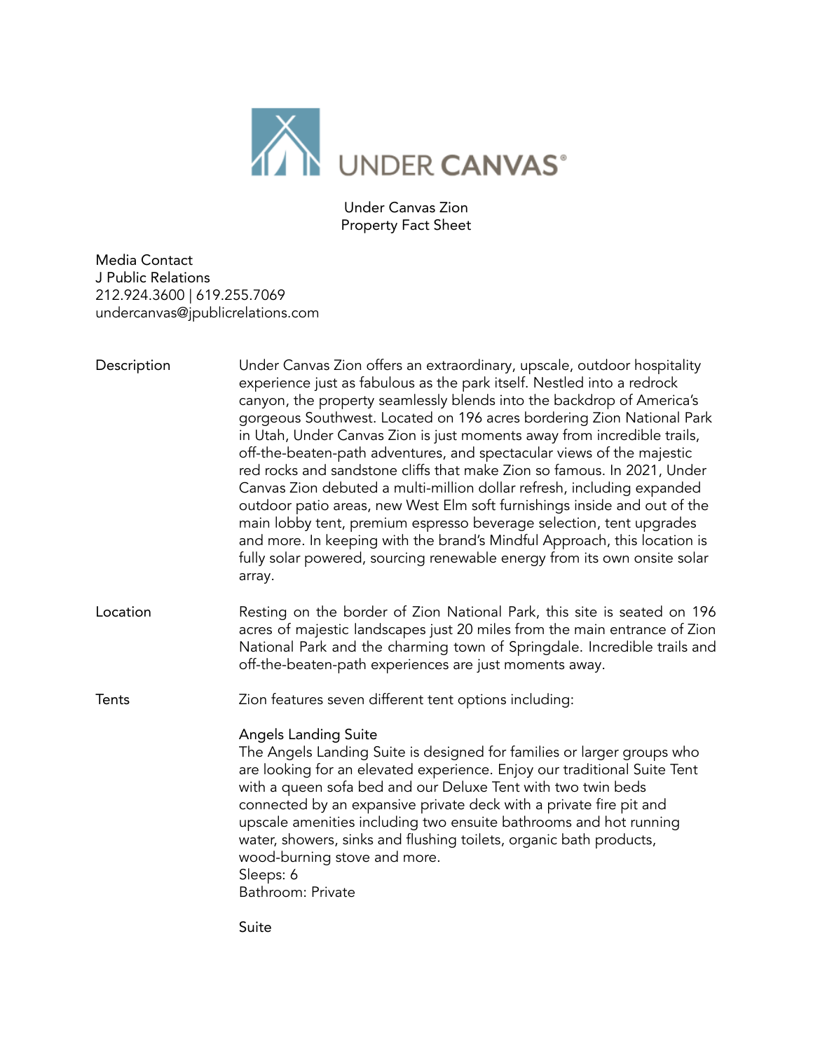UNDER CANVAS®

# Under Canvas Zion
## Property Fact Sheet

Media Contact
J Public Relations
212.924.3600 | 619.255.7069
undercanvas@jpublicrelations.com

**Description**

Under Canvas Zion offers an extraordinary, upscale, outdoor hospitality experience just as fabulous as the park itself. Nestled into a redrock canyon, the property seamlessly blends into the backdrop of America's gorgeous Southwest. Located on 196 acres bordering Zion National Park in Utah, Under Canvas Zion is just moments away from incredible trails, off-the-beaten-path adventures, and spectacular views of the majestic red rocks and sandstone cliffs that make Zion so famous. In 2021, Under Canvas Zion debuted a multi-million dollar refresh, including expanded outdoor patio areas, new West Elm soft furnishings inside and out of the main lobby tent, premium espresso beverage selection, tent upgrades and more. In keeping with the brand's Mindful Approach, this location is fully solar powered, sourcing renewable energy from its own onsite solar array.

**Location**

Resting on the border of Zion National Park, this site is seated on 196 acres of majestic landscapes just 20 miles from the main entrance of Zion National Park and the charming town of Springdale. Incredible trails and off-the-beaten-path experiences are just moments away.

**Tents**

Zion features seven different tent options including:

Angels Landing Suite
The Angels Landing Suite is designed for families or larger groups who are looking for an elevated experience. Enjoy our traditional Suite Tent with a queen sofa bed and our Deluxe Tent with two twin beds connected by an expansive private deck with a private fire pit and upscale amenities including two ensuite bathrooms and hot running water, showers, sinks and flushing toilets, organic bath products, wood-burning stove and more.
Sleeps: 6
Bathroom: Private

Suite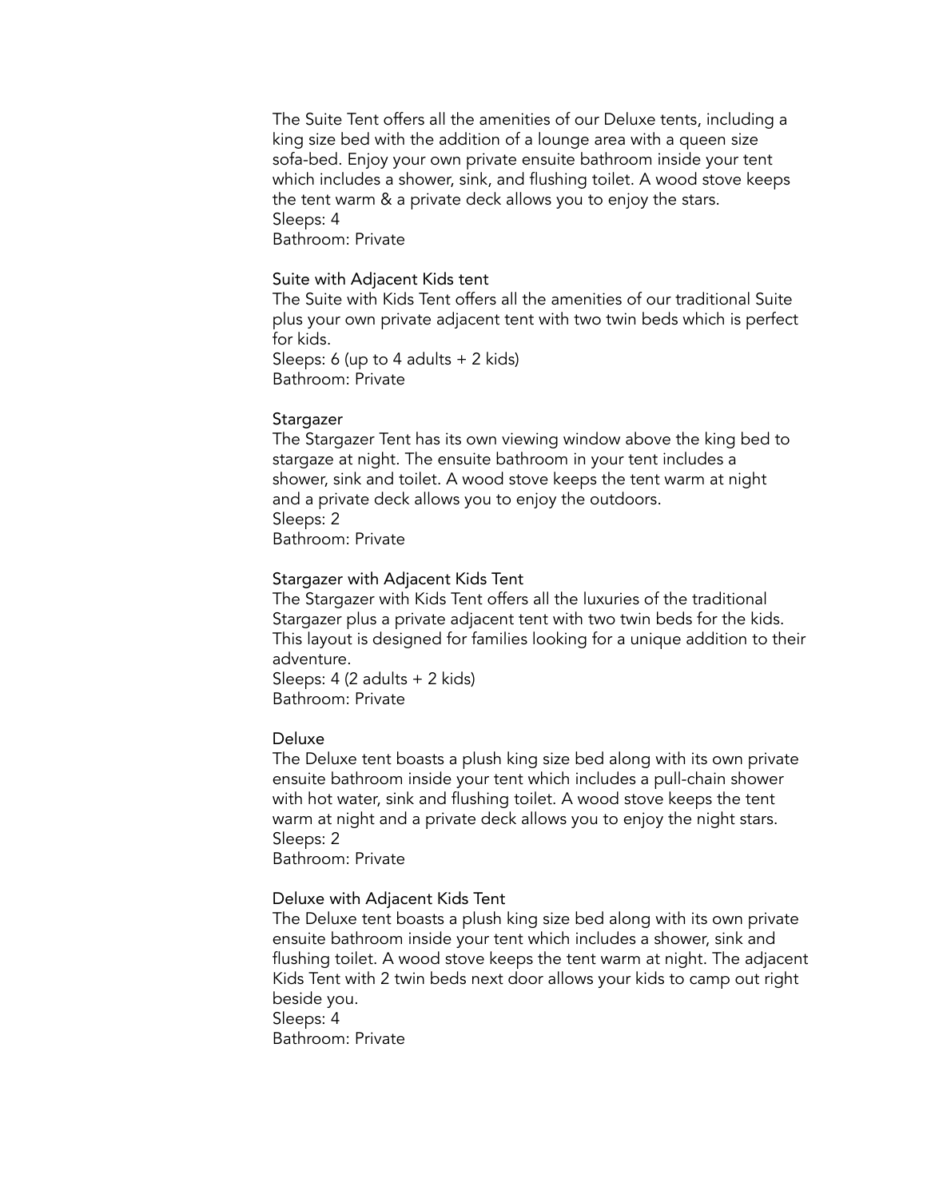The Suite Tent offers all the amenities of our Deluxe tents, including a king size bed with the addition of a lounge area with a queen size sofa-bed. Enjoy your own private ensuite bathroom inside your tent which includes a shower, sink, and flushing toilet. A wood stove keeps the tent warm & a private deck allows you to enjoy the stars.
Sleeps: 4
Bathroom: Private

### Suite with Adjacent Kids tent

The Suite with Kids Tent offers all the amenities of our traditional Suite plus your own private adjacent tent with two twin beds which is perfect for kids.
Sleeps: 6 (up to 4 adults + 2 kids)
Bathroom: Private

### Stargazer

The Stargazer Tent has its own viewing window above the king bed to stargaze at night. The ensuite bathroom in your tent includes a shower, sink and toilet. A wood stove keeps the tent warm at night and a private deck allows you to enjoy the outdoors.
Sleeps: 2
Bathroom: Private

### Stargazer with Adjacent Kids Tent

The Stargazer with Kids Tent offers all the luxuries of the traditional Stargazer plus a private adjacent tent with two twin beds for the kids. This layout is designed for families looking for a unique addition to their adventure.
Sleeps: 4 (2 adults + 2 kids)
Bathroom: Private

### Deluxe

The Deluxe tent boasts a plush king size bed along with its own private ensuite bathroom inside your tent which includes a pull-chain shower with hot water, sink and flushing toilet. A wood stove keeps the tent warm at night and a private deck allows you to enjoy the night stars.
Sleeps: 2
Bathroom: Private

### Deluxe with Adjacent Kids Tent

The Deluxe tent boasts a plush king size bed along with its own private ensuite bathroom inside your tent which includes a shower, sink and flushing toilet. A wood stove keeps the tent warm at night. The adjacent Kids Tent with 2 twin beds next door allows your kids to camp out right beside you.
Sleeps: 4
Bathroom: Private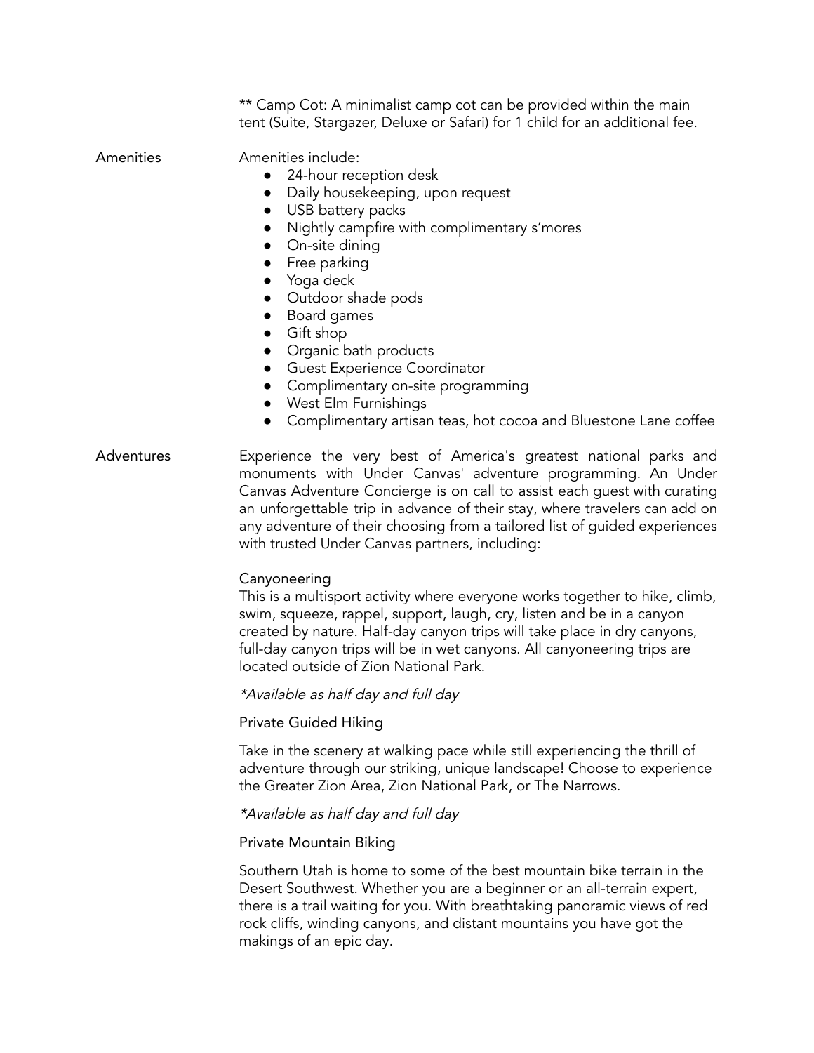** Camp Cot: A minimalist camp cot can be provided within the main tent (Suite, Stargazer, Deluxe or Safari) for 1 child for an additional fee.

**Amenities**

Amenities include:

- 24-hour reception desk
- Daily housekeeping, upon request
- USB battery packs
- Nightly campfire with complimentary s'mores
- On-site dining
- Free parking
- Yoga deck
- Outdoor shade pods
- Board games
- Gift shop
- Organic bath products
- Guest Experience Coordinator
- Complimentary on-site programming
- West Elm Furnishings
- Complimentary artisan teas, hot cocoa and Bluestone Lane coffee

**Adventures**

Experience the very best of America's greatest national parks and monuments with Under Canvas' adventure programming. An Under Canvas Adventure Concierge is on call to assist each guest with curating an unforgettable trip in advance of their stay, where travelers can add on any adventure of their choosing from a tailored list of guided experiences with trusted Under Canvas partners, including:

Canyoneering

This is a multisport activity where everyone works together to hike, climb, swim, squeeze, rappel, support, laugh, cry, listen and be in a canyon created by nature. Half-day canyon trips will take place in dry canyons, full-day canyon trips will be in wet canyons. All canyoneering trips are located outside of Zion National Park.

*\*Available as half day and full day*

Private Guided Hiking

Take in the scenery at walking pace while still experiencing the thrill of adventure through our striking, unique landscape! Choose to experience the Greater Zion Area, Zion National Park, or The Narrows.

*\*Available as half day and full day*

Private Mountain Biking

Southern Utah is home to some of the best mountain bike terrain in the Desert Southwest. Whether you are a beginner or an all-terrain expert, there is a trail waiting for you. With breathtaking panoramic views of red rock cliffs, winding canyons, and distant mountains you have got the makings of an epic day.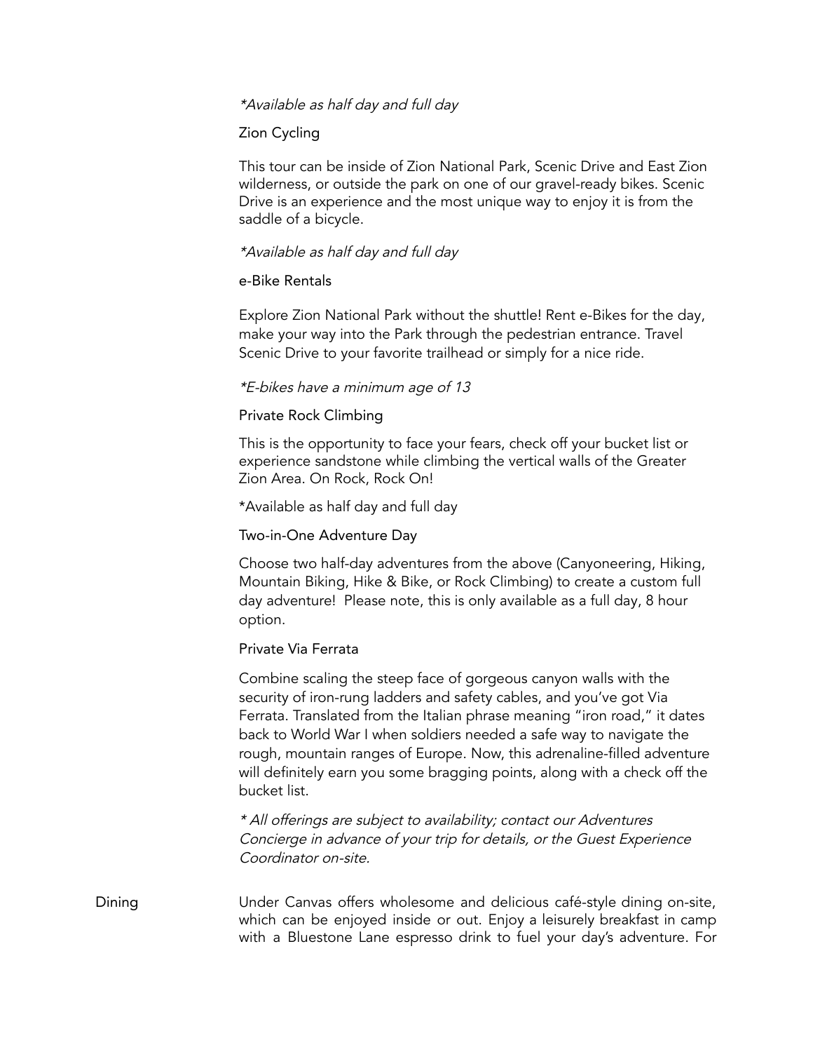*\*Available as half day and full day*

Zion Cycling

This tour can be inside of Zion National Park, Scenic Drive and East Zion wilderness, or outside the park on one of our gravel-ready bikes. Scenic Drive is an experience and the most unique way to enjoy it is from the saddle of a bicycle.

*\*Available as half day and full day*

e-Bike Rentals

Explore Zion National Park without the shuttle! Rent e-Bikes for the day, make your way into the Park through the pedestrian entrance. Travel Scenic Drive to your favorite trailhead or simply for a nice ride.

*\*E-bikes have a minimum age of 13*

Private Rock Climbing

This is the opportunity to face your fears, check off your bucket list or experience sandstone while climbing the vertical walls of the Greater Zion Area. On Rock, Rock On!

*Available as half day and full day

Two-in-One Adventure Day

Choose two half-day adventures from the above (Canyoneering, Hiking, Mountain Biking, Hike & Bike, or Rock Climbing) to create a custom full day adventure! Please note, this is only available as a full day, 8 hour option.

Private Via Ferrata

Combine scaling the steep face of gorgeous canyon walls with the security of iron-rung ladders and safety cables, and you've got Via Ferrata. Translated from the Italian phrase meaning "iron road," it dates back to World War I when soldiers needed a safe way to navigate the rough, mountain ranges of Europe. Now, this adrenaline-filled adventure will definitely earn you some bragging points, along with a check off the bucket list.

*\* All offerings are subject to availability; contact our Adventures Concierge in advance of your trip for details, or the Guest Experience Coordinator on-site.*

Dining

Under Canvas offers wholesome and delicious café-style dining on-site, which can be enjoyed inside or out. Enjoy a leisurely breakfast in camp with a Bluestone Lane espresso drink to fuel your day's adventure. For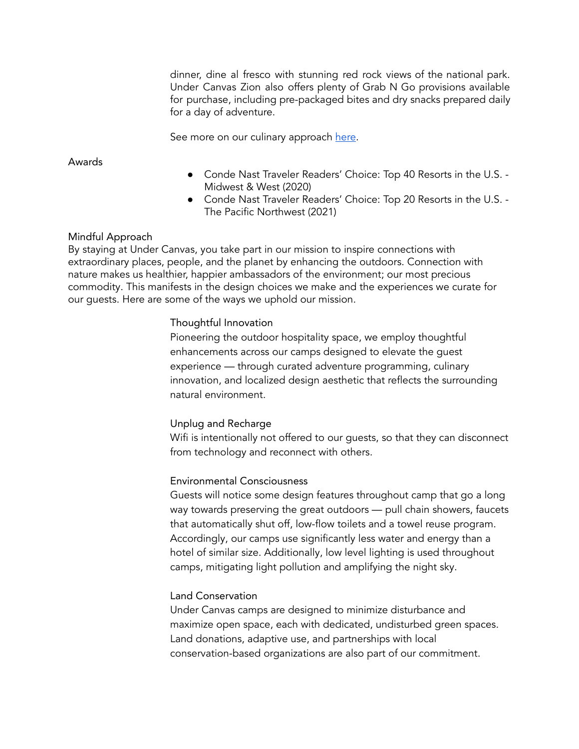dinner, dine al fresco with stunning red rock views of the national park. Under Canvas Zion also offers plenty of Grab N Go provisions available for purchase, including pre-packaged bites and dry snacks prepared daily for a day of adventure.

See more on our culinary approach here.

## Awards

- Conde Nast Traveler Readers' Choice: Top 40 Resorts in the U.S. - Midwest & West (2020)
- Conde Nast Traveler Readers' Choice: Top 20 Resorts in the U.S. - The Pacific Northwest (2021)

## Mindful Approach

By staying at Under Canvas, you take part in our mission to inspire connections with extraordinary places, people, and the planet by enhancing the outdoors. Connection with nature makes us healthier, happier ambassadors of the environment; our most precious commodity. This manifests in the design choices we make and the experiences we curate for our guests. Here are some of the ways we uphold our mission.

### Thoughtful Innovation

Pioneering the outdoor hospitality space, we employ thoughtful enhancements across our camps designed to elevate the guest experience — through curated adventure programming, culinary innovation, and localized design aesthetic that reflects the surrounding natural environment.

### Unplug and Recharge

Wifi is intentionally not offered to our guests, so that they can disconnect from technology and reconnect with others.

### Environmental Consciousness

Guests will notice some design features throughout camp that go a long way towards preserving the great outdoors — pull chain showers, faucets that automatically shut off, low-flow toilets and a towel reuse program. Accordingly, our camps use significantly less water and energy than a hotel of similar size. Additionally, low level lighting is used throughout camps, mitigating light pollution and amplifying the night sky.

### Land Conservation

Under Canvas camps are designed to minimize disturbance and maximize open space, each with dedicated, undisturbed green spaces. Land donations, adaptive use, and partnerships with local conservation-based organizations are also part of our commitment.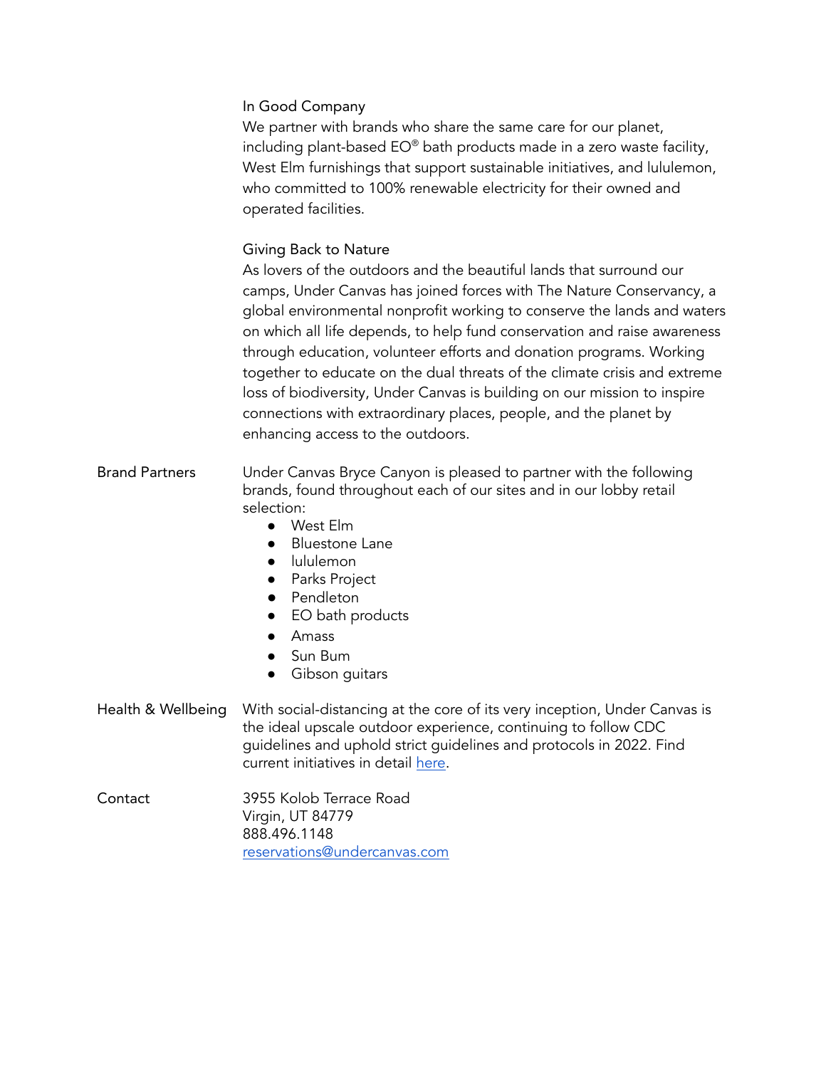In Good Company

We partner with brands who share the same care for our planet, including plant-based EO® bath products made in a zero waste facility, West Elm furnishings that support sustainable initiatives, and lululemon, who committed to 100% renewable electricity for their owned and operated facilities.

Giving Back to Nature

As lovers of the outdoors and the beautiful lands that surround our camps, Under Canvas has joined forces with The Nature Conservancy, a global environmental nonprofit working to conserve the lands and waters on which all life depends, to help fund conservation and raise awareness through education, volunteer efforts and donation programs. Working together to educate on the dual threats of the climate crisis and extreme loss of biodiversity, Under Canvas is building on our mission to inspire connections with extraordinary places, people, and the planet by enhancing access to the outdoors.

**Brand Partners**

Under Canvas Bryce Canyon is pleased to partner with the following brands, found throughout each of our sites and in our lobby retail selection:

- West Elm
- Bluestone Lane
- lululemon
- Parks Project
- Pendleton
- EO bath products
- Amass
- Sun Bum
- Gibson guitars

**Health & Wellbeing**

With social-distancing at the core of its very inception, Under Canvas is the ideal upscale outdoor experience, continuing to follow CDC guidelines and uphold strict guidelines and protocols in 2022. Find current initiatives in detail here.

**Contact**

3955 Kolob Terrace Road
Virgin, UT 84779
888.496.1148
reservations@undercanvas.com